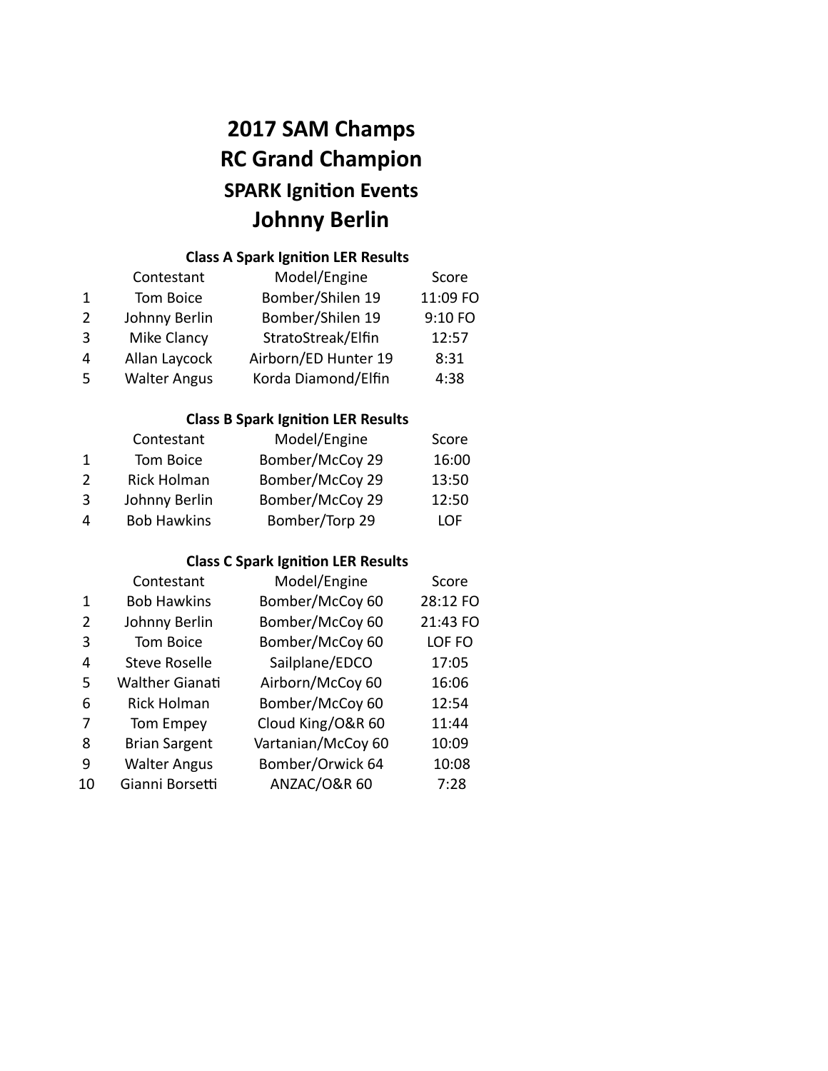# 2017 SAM Champs
# RC Grand Champion
## SPARK Ignition Events
# Johnny Berlin

### Class A Spark Ignition LER Results

| | Contestant | Model/Engine | Score |
|---|---|---|---|
| 1 | Tom Boice | Bomber/Shilen 19 | 11:09 FO |
| 2 | Johnny Berlin | Bomber/Shilen 19 | 9:10 FO |
| 3 | Mike Clancy | StratoStreak/Elfin | 12:57 |
| 4 | Allan Laycock | Airborn/ED Hunter 19 | 8:31 |
| 5 | Walter Angus | Korda Diamond/Elfin | 4:38 |

### Class B Spark Ignition LER Results

| | Contestant | Model/Engine | Score |
|---|---|---|---|
| 1 | Tom Boice | Bomber/McCoy 29 | 16:00 |
| 2 | Rick Holman | Bomber/McCoy 29 | 13:50 |
| 3 | Johnny Berlin | Bomber/McCoy 29 | 12:50 |
| 4 | Bob Hawkins | Bomber/Torp 29 | LOF |

### Class C Spark Ignition LER Results

| | Contestant | Model/Engine | Score |
|---|---|---|---|
| 1 | Bob Hawkins | Bomber/McCoy 60 | 28:12 FO |
| 2 | Johnny Berlin | Bomber/McCoy 60 | 21:43 FO |
| 3 | Tom Boice | Bomber/McCoy 60 | LOF FO |
| 4 | Steve Roselle | Sailplane/EDCO | 17:05 |
| 5 | Walther Gianati | Airborn/McCoy 60 | 16:06 |
| 6 | Rick Holman | Bomber/McCoy 60 | 12:54 |
| 7 | Tom Empey | Cloud King/O&R 60 | 11:44 |
| 8 | Brian Sargent | Vartanian/McCoy 60 | 10:09 |
| 9 | Walter Angus | Bomber/Orwick 64 | 10:08 |
| 10 | Gianni Borsetti | ANZAC/O&R 60 | 7:28 |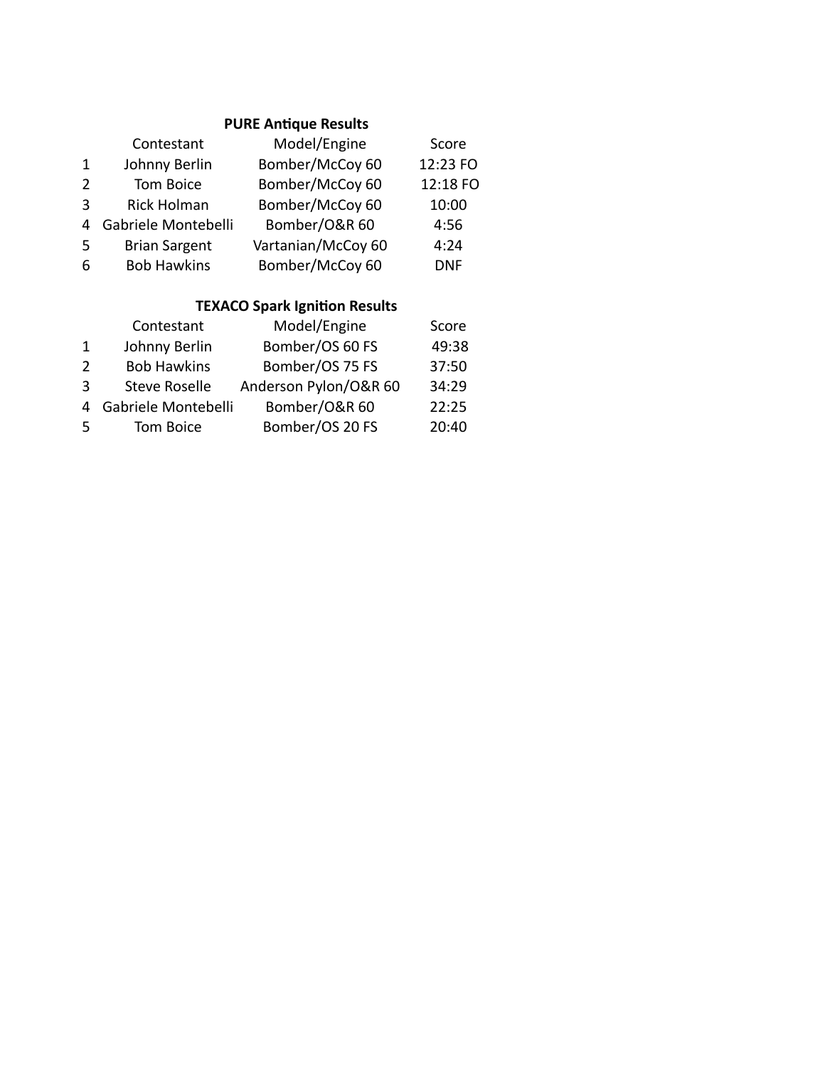**PURE Antique Results**

| | Contestant | Model/Engine | Score |
|---|---|---|---|
| 1 | Johnny Berlin | Bomber/McCoy 60 | 12:23 FO |
| 2 | Tom Boice | Bomber/McCoy 60 | 12:18 FO |
| 3 | Rick Holman | Bomber/McCoy 60 | 10:00 |
| 4 | Gabriele Montebelli | Bomber/O&R 60 | 4:56 |
| 5 | Brian Sargent | Vartanian/McCoy 60 | 4:24 |
| 6 | Bob Hawkins | Bomber/McCoy 60 | DNF |

**TEXACO Spark Ignition Results**

| | Contestant | Model/Engine | Score |
|---|---|---|---|
| 1 | Johnny Berlin | Bomber/OS 60 FS | 49:38 |
| 2 | Bob Hawkins | Bomber/OS 75 FS | 37:50 |
| 3 | Steve Roselle | Anderson Pylon/O&R 60 | 34:29 |
| 4 | Gabriele Montebelli | Bomber/O&R 60 | 22:25 |
| 5 | Tom Boice | Bomber/OS 20 FS | 20:40 |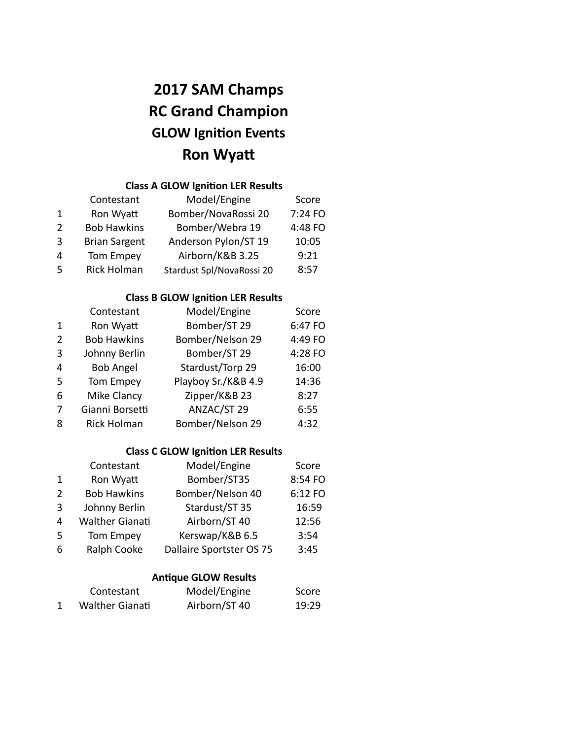# 2017 SAM Champs
# RC Grand Champion
## GLOW Ignition Events
# Ron Wyatt

### Class A GLOW Ignition LER Results

| | Contestant | Model/Engine | Score |
|---|---|---|---|
| 1 | Ron Wyatt | Bomber/NovaRossi 20 | 7:24 FO |
| 2 | Bob Hawkins | Bomber/Webra 19 | 4:48 FO |
| 3 | Brian Sargent | Anderson Pylon/ST 19 | 10:05 |
| 4 | Tom Empey | Airborn/K&B 3.25 | 9:21 |
| 5 | Rick Holman | Stardust Spl/NovaRossi 20 | 8:57 |

### Class B GLOW Ignition LER Results

| | Contestant | Model/Engine | Score |
|---|---|---|---|
| 1 | Ron Wyatt | Bomber/ST 29 | 6:47 FO |
| 2 | Bob Hawkins | Bomber/Nelson 29 | 4:49 FO |
| 3 | Johnny Berlin | Bomber/ST 29 | 4:28 FO |
| 4 | Bob Angel | Stardust/Torp 29 | 16:00 |
| 5 | Tom Empey | Playboy Sr./K&B 4.9 | 14:36 |
| 6 | Mike Clancy | Zipper/K&B 23 | 8:27 |
| 7 | Gianni Borsetti | ANZAC/ST 29 | 6:55 |
| 8 | Rick Holman | Bomber/Nelson 29 | 4:32 |

### Class C GLOW Ignition LER Results

| | Contestant | Model/Engine | Score |
|---|---|---|---|
| 1 | Ron Wyatt | Bomber/ST35 | 8:54 FO |
| 2 | Bob Hawkins | Bomber/Nelson 40 | 6:12 FO |
| 3 | Johnny Berlin | Stardust/ST 35 | 16:59 |
| 4 | Walther Gianati | Airborn/ST 40 | 12:56 |
| 5 | Tom Empey | Kerswap/K&B 6.5 | 3:54 |
| 6 | Ralph Cooke | Dallaire Sportster OS 75 | 3:45 |

### Antique GLOW Results

| | Contestant | Model/Engine | Score |
|---|---|---|---|
| 1 | Walther Gianati | Airborn/ST 40 | 19:29 |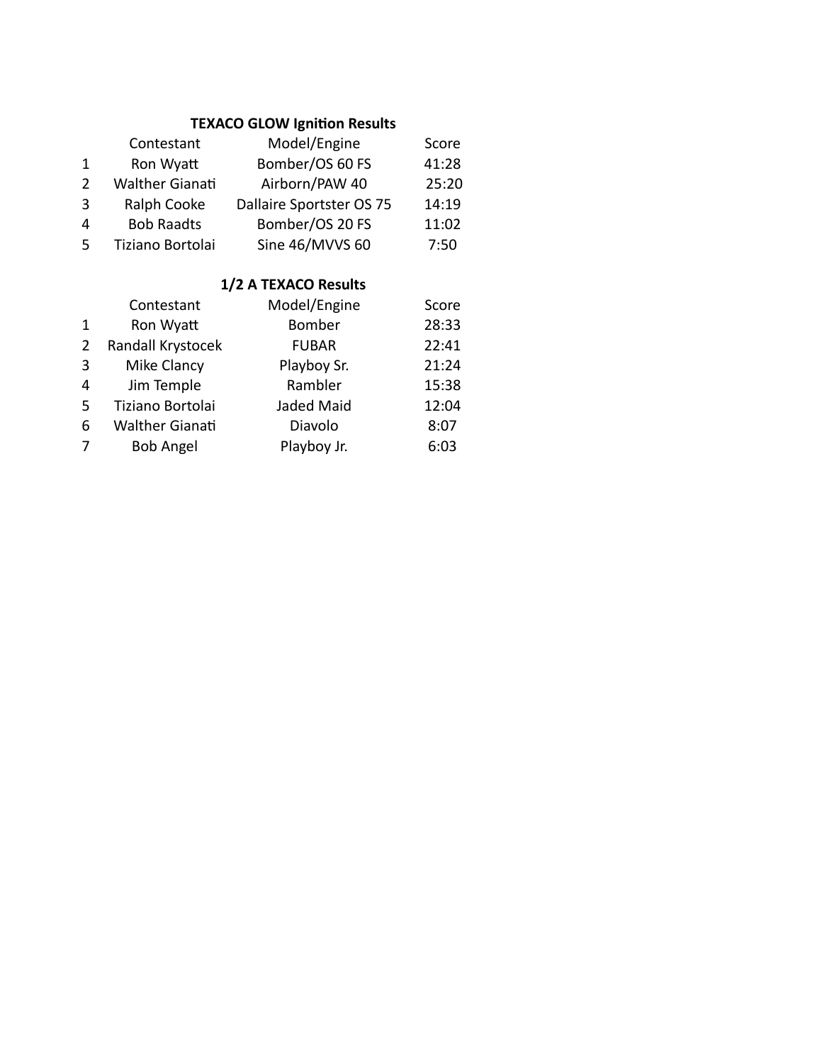### TEXACO GLOW Ignition Results

| | Contestant | Model/Engine | Score |
|---|---|---|---|
| 1 | Ron Wyatt | Bomber/OS 60 FS | 41:28 |
| 2 | Walther Gianati | Airborn/PAW 40 | 25:20 |
| 3 | Ralph Cooke | Dallaire Sportster OS 75 | 14:19 |
| 4 | Bob Raadts | Bomber/OS 20 FS | 11:02 |
| 5 | Tiziano Bortolai | Sine 46/MVVS 60 | 7:50 |

### 1/2 A TEXACO Results

| | Contestant | Model/Engine | Score |
|---|---|---|---|
| 1 | Ron Wyatt | Bomber | 28:33 |
| 2 | Randall Krystocek | FUBAR | 22:41 |
| 3 | Mike Clancy | Playboy Sr. | 21:24 |
| 4 | Jim Temple | Rambler | 15:38 |
| 5 | Tiziano Bortolai | Jaded Maid | 12:04 |
| 6 | Walther Gianati | Diavolo | 8:07 |
| 7 | Bob Angel | Playboy Jr. | 6:03 |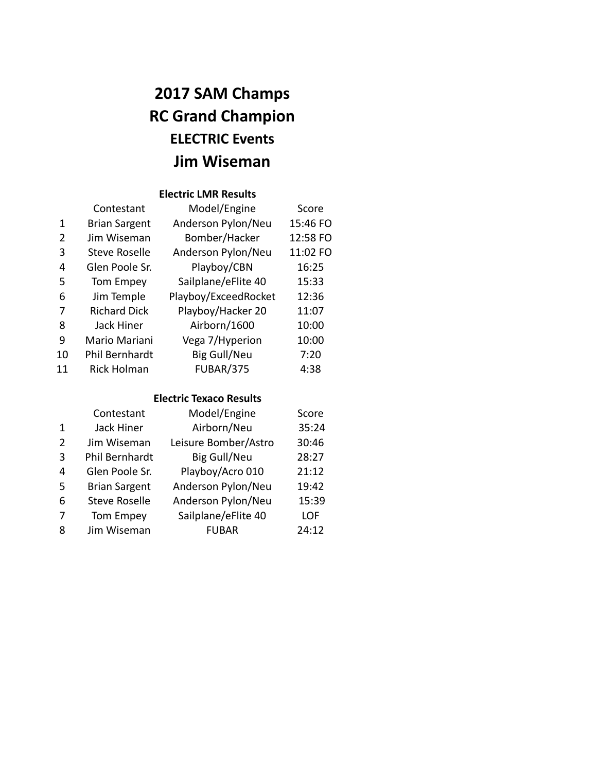# 2017 SAM Champs
# RC Grand Champion
## ELECTRIC Events
# Jim Wiseman

### Electric LMR Results

| | Contestant | Model/Engine | Score |
|---|---|---|---|
| 1 | Brian Sargent | Anderson Pylon/Neu | 15:46 FO |
| 2 | Jim Wiseman | Bomber/Hacker | 12:58 FO |
| 3 | Steve Roselle | Anderson Pylon/Neu | 11:02 FO |
| 4 | Glen Poole Sr. | Playboy/CBN | 16:25 |
| 5 | Tom Empey | Sailplane/eFlite 40 | 15:33 |
| 6 | Jim Temple | Playboy/ExceedRocket | 12:36 |
| 7 | Richard Dick | Playboy/Hacker 20 | 11:07 |
| 8 | Jack Hiner | Airborn/1600 | 10:00 |
| 9 | Mario Mariani | Vega 7/Hyperion | 10:00 |
| 10 | Phil Bernhardt | Big Gull/Neu | 7:20 |
| 11 | Rick Holman | FUBAR/375 | 4:38 |

### Electric Texaco Results

| | Contestant | Model/Engine | Score |
|---|---|---|---|
| 1 | Jack Hiner | Airborn/Neu | 35:24 |
| 2 | Jim Wiseman | Leisure Bomber/Astro | 30:46 |
| 3 | Phil Bernhardt | Big Gull/Neu | 28:27 |
| 4 | Glen Poole Sr. | Playboy/Acro 010 | 21:12 |
| 5 | Brian Sargent | Anderson Pylon/Neu | 19:42 |
| 6 | Steve Roselle | Anderson Pylon/Neu | 15:39 |
| 7 | Tom Empey | Sailplane/eFlite 40 | LOF |
| 8 | Jim Wiseman | FUBAR | 24:12 |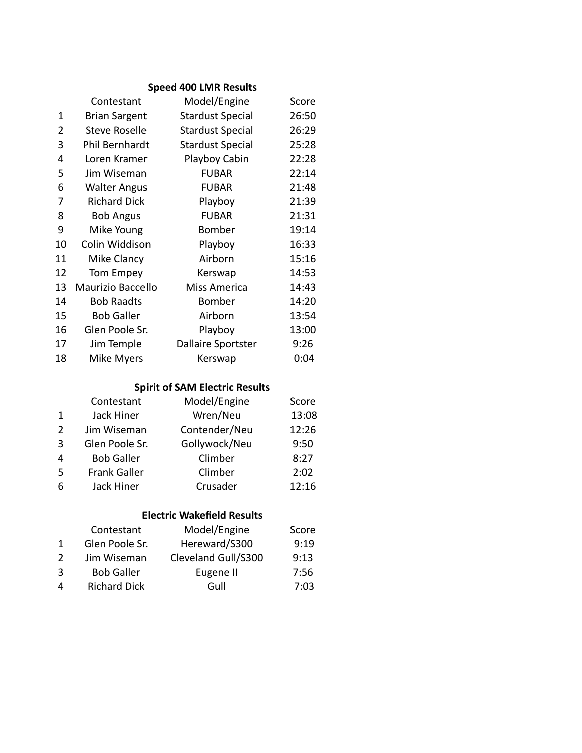**Speed 400 LMR Results**

| | Contestant | Model/Engine | Score |
|---|---|---|---|
| 1 | Brian Sargent | Stardust Special | 26:50 |
| 2 | Steve Roselle | Stardust Special | 26:29 |
| 3 | Phil Bernhardt | Stardust Special | 25:28 |
| 4 | Loren Kramer | Playboy Cabin | 22:28 |
| 5 | Jim Wiseman | FUBAR | 22:14 |
| 6 | Walter Angus | FUBAR | 21:48 |
| 7 | Richard Dick | Playboy | 21:39 |
| 8 | Bob Angus | FUBAR | 21:31 |
| 9 | Mike Young | Bomber | 19:14 |
| 10 | Colin Widdison | Playboy | 16:33 |
| 11 | Mike Clancy | Airborn | 15:16 |
| 12 | Tom Empey | Kerswap | 14:53 |
| 13 | Maurizio Baccello | Miss America | 14:43 |
| 14 | Bob Raadts | Bomber | 14:20 |
| 15 | Bob Galler | Airborn | 13:54 |
| 16 | Glen Poole Sr. | Playboy | 13:00 |
| 17 | Jim Temple | Dallaire Sportster | 9:26 |
| 18 | Mike Myers | Kerswap | 0:04 |

**Spirit of SAM Electric Results**

| | Contestant | Model/Engine | Score |
|---|---|---|---|
| 1 | Jack Hiner | Wren/Neu | 13:08 |
| 2 | Jim Wiseman | Contender/Neu | 12:26 |
| 3 | Glen Poole Sr. | Gollywock/Neu | 9:50 |
| 4 | Bob Galler | Climber | 8:27 |
| 5 | Frank Galler | Climber | 2:02 |
| 6 | Jack Hiner | Crusader | 12:16 |

**Electric Wakefield Results**

| | Contestant | Model/Engine | Score |
|---|---|---|---|
| 1 | Glen Poole Sr. | Hereward/S300 | 9:19 |
| 2 | Jim Wiseman | Cleveland Gull/S300 | 9:13 |
| 3 | Bob Galler | Eugene II | 7:56 |
| 4 | Richard Dick | Gull | 7:03 |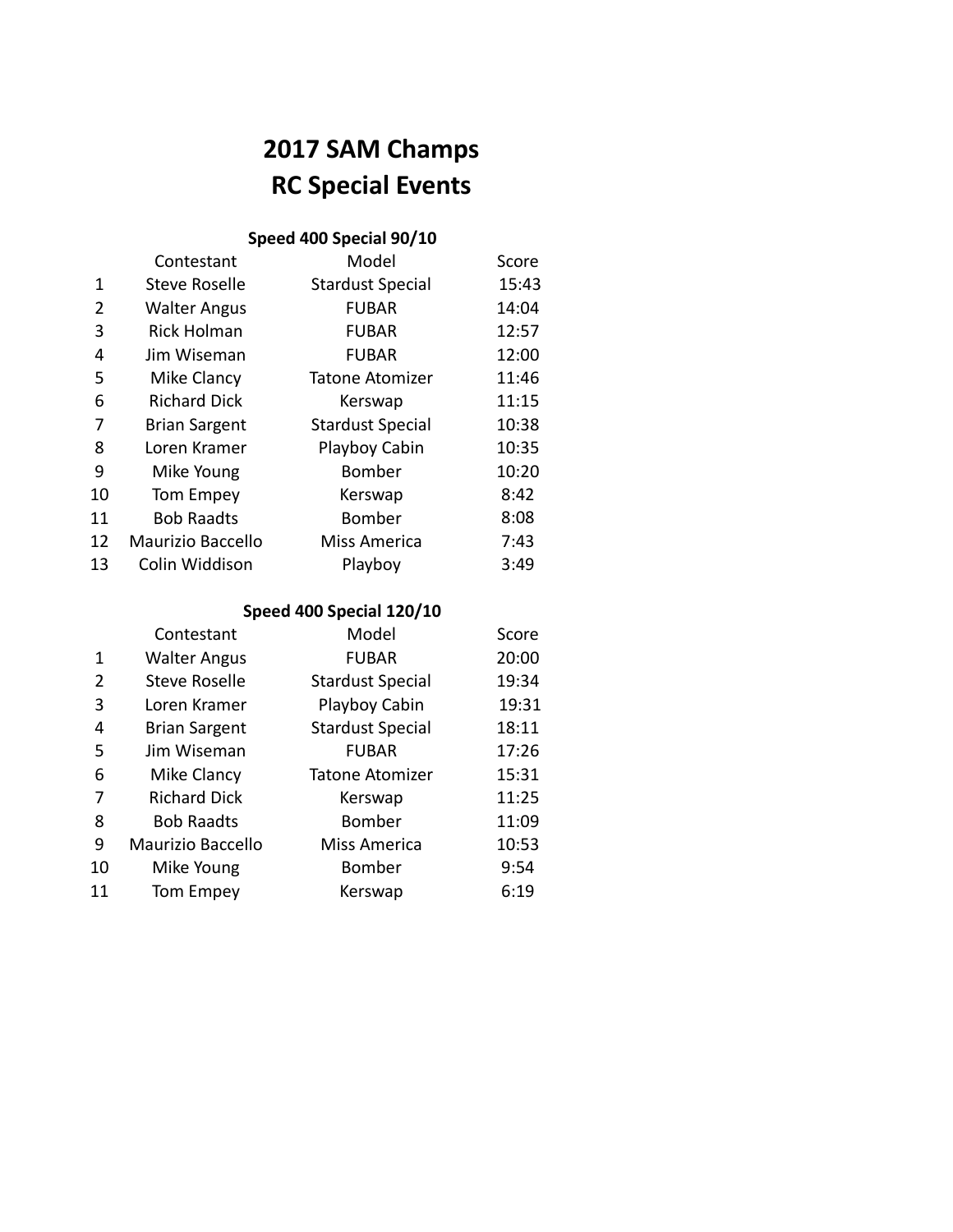# 2017 SAM Champs
# RC Special Events

### Speed 400 Special 90/10

| | Contestant | Model | Score |
|---|---|---|---|
| 1 | Steve Roselle | Stardust Special | 15:43 |
| 2 | Walter Angus | FUBAR | 14:04 |
| 3 | Rick Holman | FUBAR | 12:57 |
| 4 | Jim Wiseman | FUBAR | 12:00 |
| 5 | Mike Clancy | Tatone Atomizer | 11:46 |
| 6 | Richard Dick | Kerswap | 11:15 |
| 7 | Brian Sargent | Stardust Special | 10:38 |
| 8 | Loren Kramer | Playboy Cabin | 10:35 |
| 9 | Mike Young | Bomber | 10:20 |
| 10 | Tom Empey | Kerswap | 8:42 |
| 11 | Bob Raadts | Bomber | 8:08 |
| 12 | Maurizio Baccello | Miss America | 7:43 |
| 13 | Colin Widdison | Playboy | 3:49 |

### Speed 400 Special 120/10

| | Contestant | Model | Score |
|---|---|---|---|
| 1 | Walter Angus | FUBAR | 20:00 |
| 2 | Steve Roselle | Stardust Special | 19:34 |
| 3 | Loren Kramer | Playboy Cabin | 19:31 |
| 4 | Brian Sargent | Stardust Special | 18:11 |
| 5 | Jim Wiseman | FUBAR | 17:26 |
| 6 | Mike Clancy | Tatone Atomizer | 15:31 |
| 7 | Richard Dick | Kerswap | 11:25 |
| 8 | Bob Raadts | Bomber | 11:09 |
| 9 | Maurizio Baccello | Miss America | 10:53 |
| 10 | Mike Young | Bomber | 9:54 |
| 11 | Tom Empey | Kerswap | 6:19 |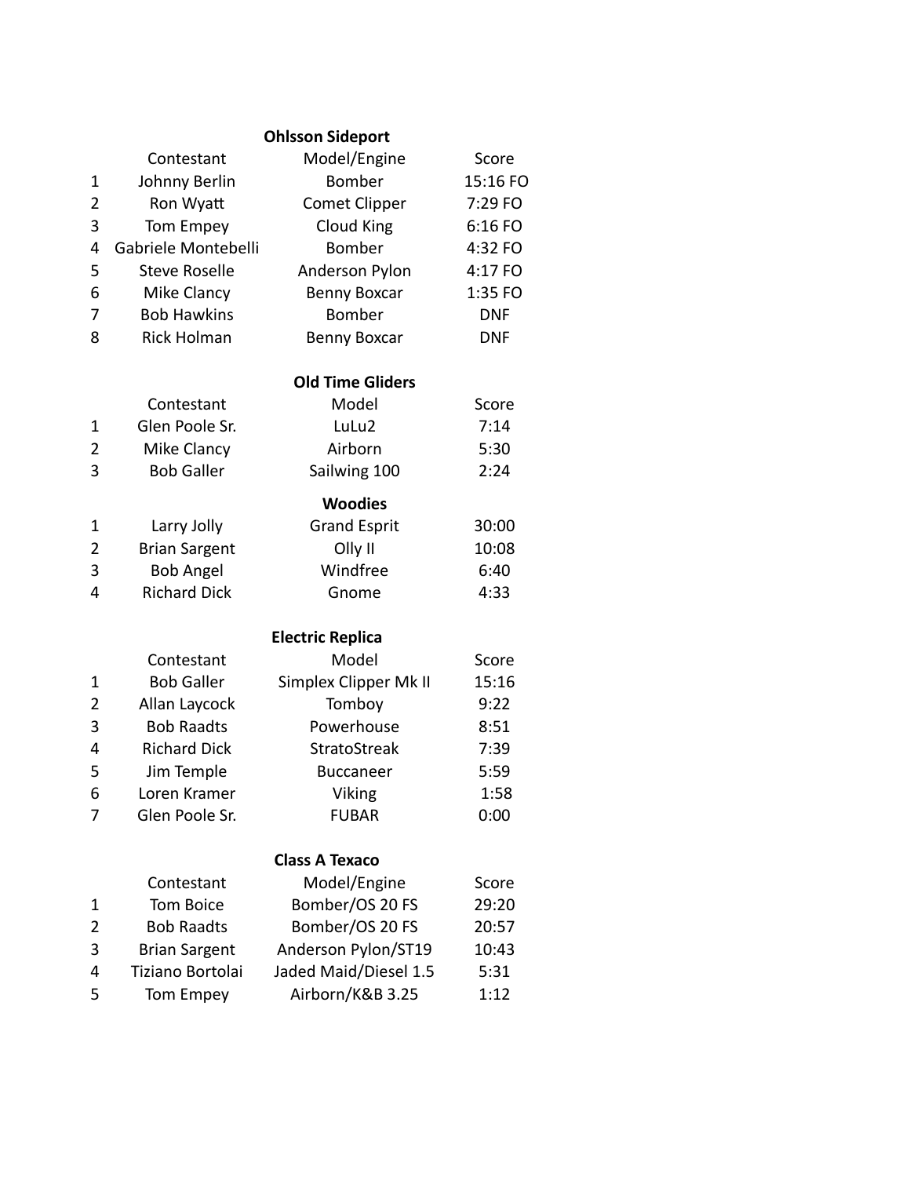## Ohlsson Sideport

| | Contestant | Model/Engine | Score |
|---|---|---|---|
| 1 | Johnny Berlin | Bomber | 15:16 FO |
| 2 | Ron Wyatt | Comet Clipper | 7:29 FO |
| 3 | Tom Empey | Cloud King | 6:16 FO |
| 4 | Gabriele Montebelli | Bomber | 4:32 FO |
| 5 | Steve Roselle | Anderson Pylon | 4:17 FO |
| 6 | Mike Clancy | Benny Boxcar | 1:35 FO |
| 7 | Bob Hawkins | Bomber | DNF |
| 8 | Rick Holman | Benny Boxcar | DNF |

## Old Time Gliders

| | Contestant | Model | Score |
|---|---|---|---|
| 1 | Glen Poole Sr. | LuLu2 | 7:14 |
| 2 | Mike Clancy | Airborn | 5:30 |
| 3 | Bob Galler | Sailwing 100 | 2:24 |

## Woodies

| | Contestant | Model | Score |
|---|---|---|---|
| 1 | Larry Jolly | Grand Esprit | 30:00 |
| 2 | Brian Sargent | Olly II | 10:08 |
| 3 | Bob Angel | Windfree | 6:40 |
| 4 | Richard Dick | Gnome | 4:33 |

## Electric Replica

| | Contestant | Model | Score |
|---|---|---|---|
| 1 | Bob Galler | Simplex Clipper Mk II | 15:16 |
| 2 | Allan Laycock | Tomboy | 9:22 |
| 3 | Bob Raadts | Powerhouse | 8:51 |
| 4 | Richard Dick | StratoStreak | 7:39 |
| 5 | Jim Temple | Buccaneer | 5:59 |
| 6 | Loren Kramer | Viking | 1:58 |
| 7 | Glen Poole Sr. | FUBAR | 0:00 |

## Class A Texaco

| | Contestant | Model/Engine | Score |
|---|---|---|---|
| 1 | Tom Boice | Bomber/OS 20 FS | 29:20 |
| 2 | Bob Raadts | Bomber/OS 20 FS | 20:57 |
| 3 | Brian Sargent | Anderson Pylon/ST19 | 10:43 |
| 4 | Tiziano Bortolai | Jaded Maid/Diesel 1.5 | 5:31 |
| 5 | Tom Empey | Airborn/K&B 3.25 | 1:12 |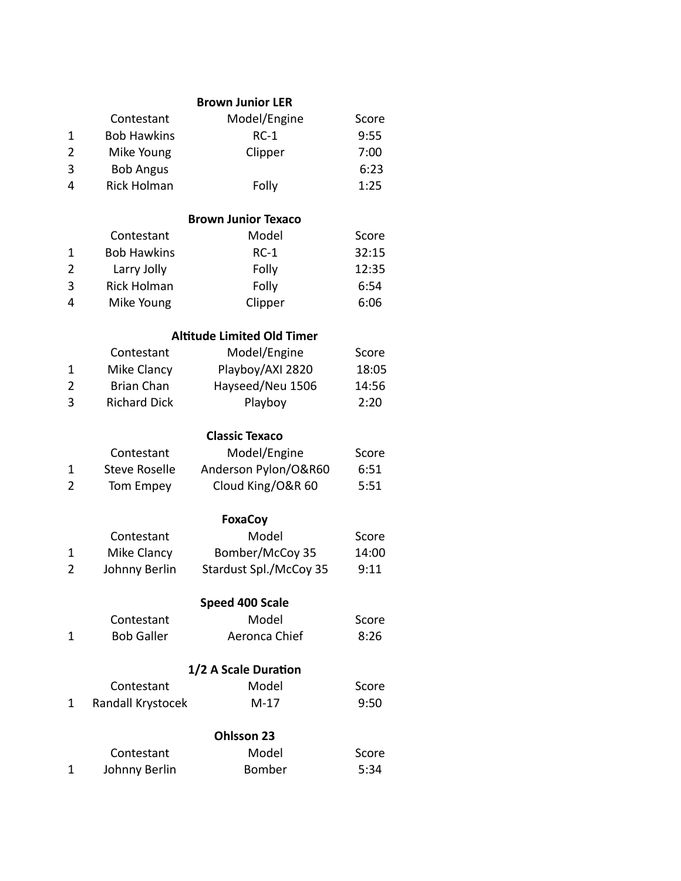**Brown Junior LER**

| | Contestant | Model/Engine | Score |
|---|---|---|---|
| 1 | Bob Hawkins | RC-1 | 9:55 |
| 2 | Mike Young | Clipper | 7:00 |
| 3 | Bob Angus | | 6:23 |
| 4 | Rick Holman | Folly | 1:25 |

**Brown Junior Texaco**

| | Contestant | Model | Score |
|---|---|---|---|
| 1 | Bob Hawkins | RC-1 | 32:15 |
| 2 | Larry Jolly | Folly | 12:35 |
| 3 | Rick Holman | Folly | 6:54 |
| 4 | Mike Young | Clipper | 6:06 |

**Altitude Limited Old Timer**

| | Contestant | Model/Engine | Score |
|---|---|---|---|
| 1 | Mike Clancy | Playboy/AXI 2820 | 18:05 |
| 2 | Brian Chan | Hayseed/Neu 1506 | 14:56 |
| 3 | Richard Dick | Playboy | 2:20 |

**Classic Texaco**

| | Contestant | Model/Engine | Score |
|---|---|---|---|
| 1 | Steve Roselle | Anderson Pylon/O&R60 | 6:51 |
| 2 | Tom Empey | Cloud King/O&R 60 | 5:51 |

**FoxaCoy**

| | Contestant | Model | Score |
|---|---|---|---|
| 1 | Mike Clancy | Bomber/McCoy 35 | 14:00 |
| 2 | Johnny Berlin | Stardust Spl./McCoy 35 | 9:11 |

**Speed 400 Scale**

| | Contestant | Model | Score |
|---|---|---|---|
| 1 | Bob Galler | Aeronca Chief | 8:26 |

**1/2 A Scale Duration**

| | Contestant | Model | Score |
|---|---|---|---|
| 1 | Randall Krystocek | M-17 | 9:50 |

**Ohlsson 23**

| | Contestant | Model | Score |
|---|---|---|---|
| 1 | Johnny Berlin | Bomber | 5:34 |